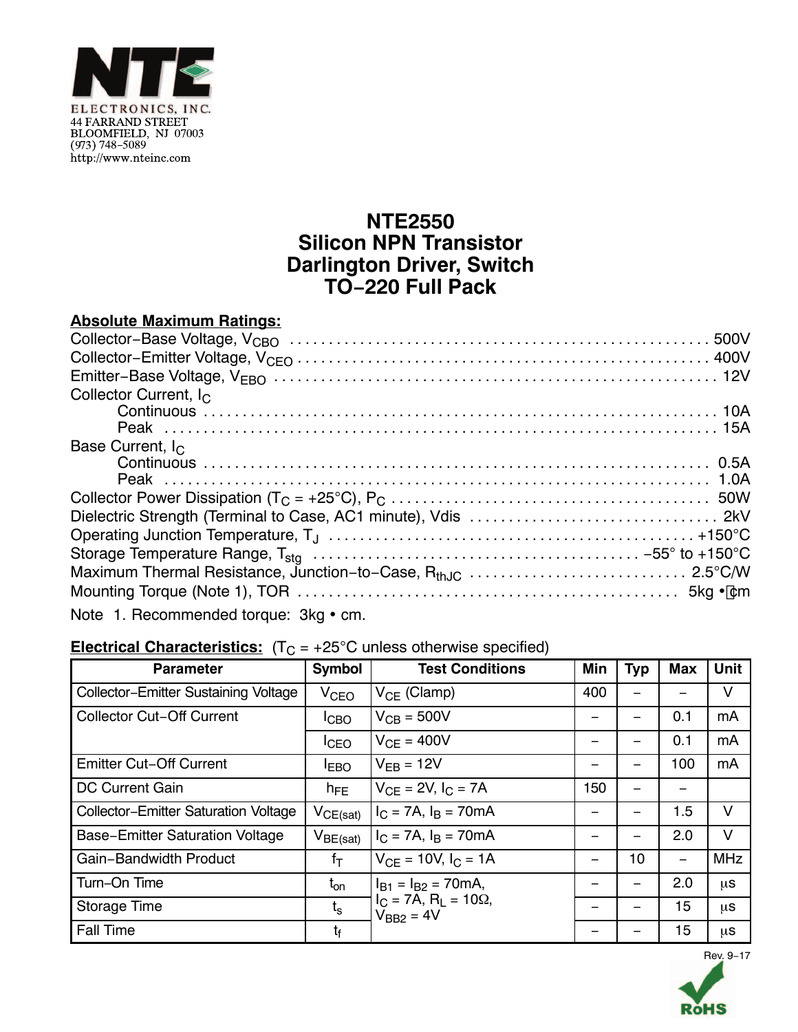NTE ELECTRONICS, INC.
44 FARRAND STREET
BLOOMFIELD, NJ 07003
(973) 748−5089
http://www.nteinc.com

# NTE2550
# Silicon NPN Transistor
# Darlington Driver, Switch
# TO−220 Full Pack

**Absolute Maximum Ratings:**

Collector−Base Voltage, $V_{CBO}$ . . . . . . . . . . 500V
Collector−Emitter Voltage, $V_{CEO}$ . . . . . . . . . . 400V
Emitter−Base Voltage, $V_{EBO}$ . . . . . . . . . . 12V
Collector Current, $I_C$
- Continuous . . . . . . . . . . 10A
- Peak . . . . . . . . . . 15A

Base Current, $I_C$
- Continuous . . . . . . . . . . 0.5A
- Peak . . . . . . . . . . 1.0A

Collector Power Dissipation ($T_C$ = +25°C), $P_C$ . . . . . . . . . . 50W
Dielectric Strength (Terminal to Case, AC1 minute), Vdis . . . . . . . . . . 2kV
Operating Junction Temperature, $T_J$ . . . . . . . . . . +150°C
Storage Temperature Range, $T_{stg}$ . . . . . . . . . . −55° to +150°C
Maximum Thermal Resistance, Junction−to−Case, $R_{thJC}$ . . . . . . . . . . 2.5°C/W
Mounting Torque (Note 1), TOR . . . . . . . . . . 5kg • cm

Note 1. Recommended torque: 3kg • cm.

**Electrical Characteristics:** ($T_C$ = +25°C unless otherwise specified)

| Parameter | Symbol | Test Conditions | Min | Typ | Max | Unit |
|---|---|---|---|---|---|---|
| Collector−Emitter Sustaining Voltage | $V_{CEO}$ | $V_{CE}$ (Clamp) | 400 | − | − | V |
| Collector Cut−Off Current | $I_{CBO}$ | $V_{CB}$ = 500V | − | − | 0.1 | mA |
| | $I_{CEO}$ | $V_{CE}$ = 400V | − | − | 0.1 | mA |
| Emitter Cut−Off Current | $I_{EBO}$ | $V_{EB}$ = 12V | − | − | 100 | mA |
| DC Current Gain | $h_{FE}$ | $V_{CE}$ = 2V, $I_C$ = 7A | 150 | − | − | |
| Collector−Emitter Saturation Voltage | $V_{CE(sat)}$ | $I_C$ = 7A, $I_B$ = 70mA | − | − | 1.5 | V |
| Base−Emitter Saturation Voltage | $V_{BE(sat)}$ | $I_C$ = 7A, $I_B$ = 70mA | − | − | 2.0 | V |
| Gain−Bandwidth Product | $f_T$ | $V_{CE}$ = 10V, $I_C$ = 1A | − | 10 | − | MHz |
| Turn−On Time | $t_{on}$ | $I_{B1}$ = $I_{B2}$ = 70mA, $I_C$ = 7A, $R_L$ = 10Ω, $V_{BB2}$ = 4V | − | − | 2.0 | μs |
| Storage Time | $t_s$ | | − | − | 15 | μs |
| Fall Time | $t_f$ | | − | − | 15 | μs |

Rev. 9−17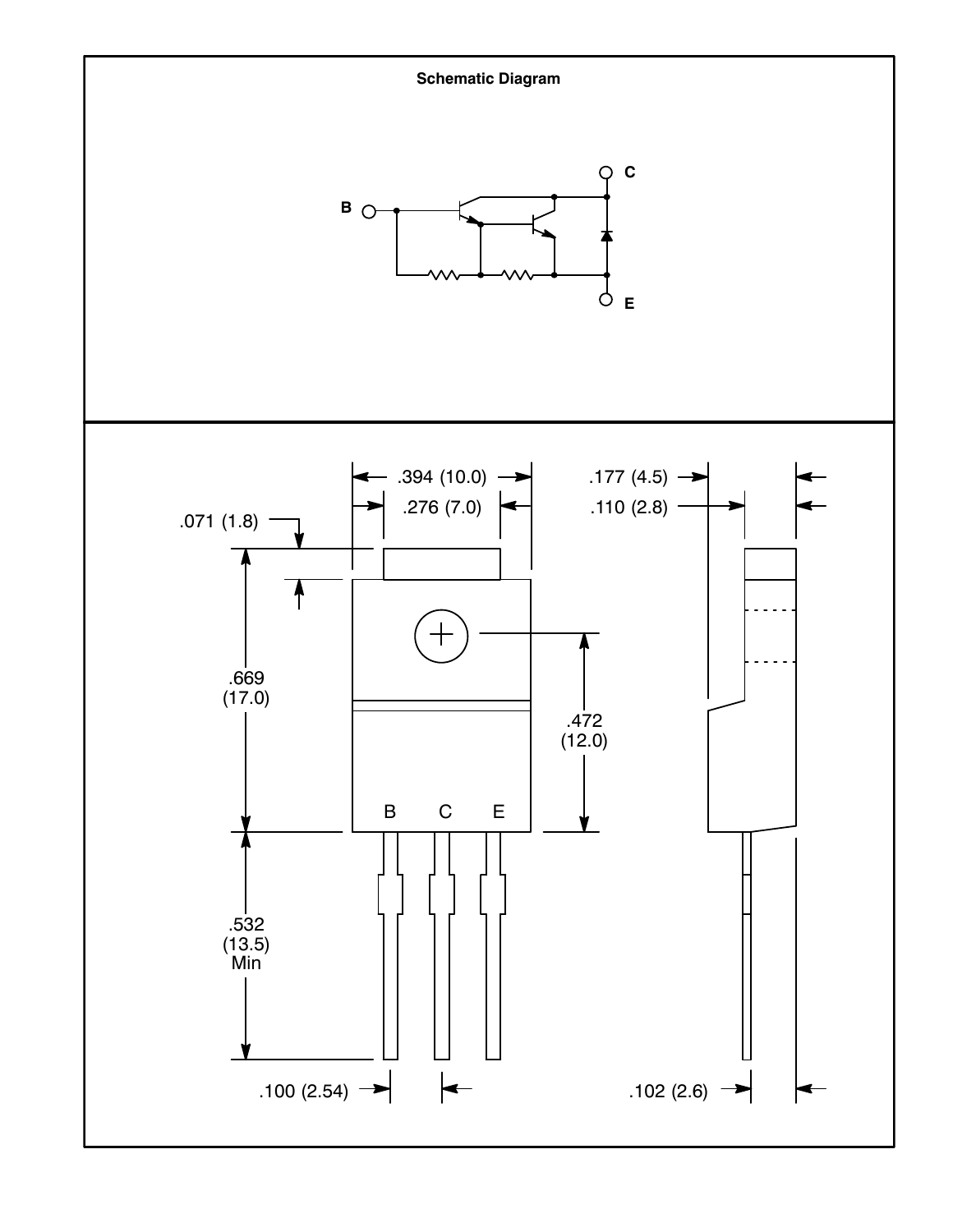**Schematic Diagram**

B

C

E

.394 (10.0)

.276 (7.0)

.071 (1.8)

.669
(17.0)

.472
(12.0)

B C E

.532
(13.5)
Min

.100 (2.54)

.177 (4.5)

.110 (2.8)

.102 (2.6)